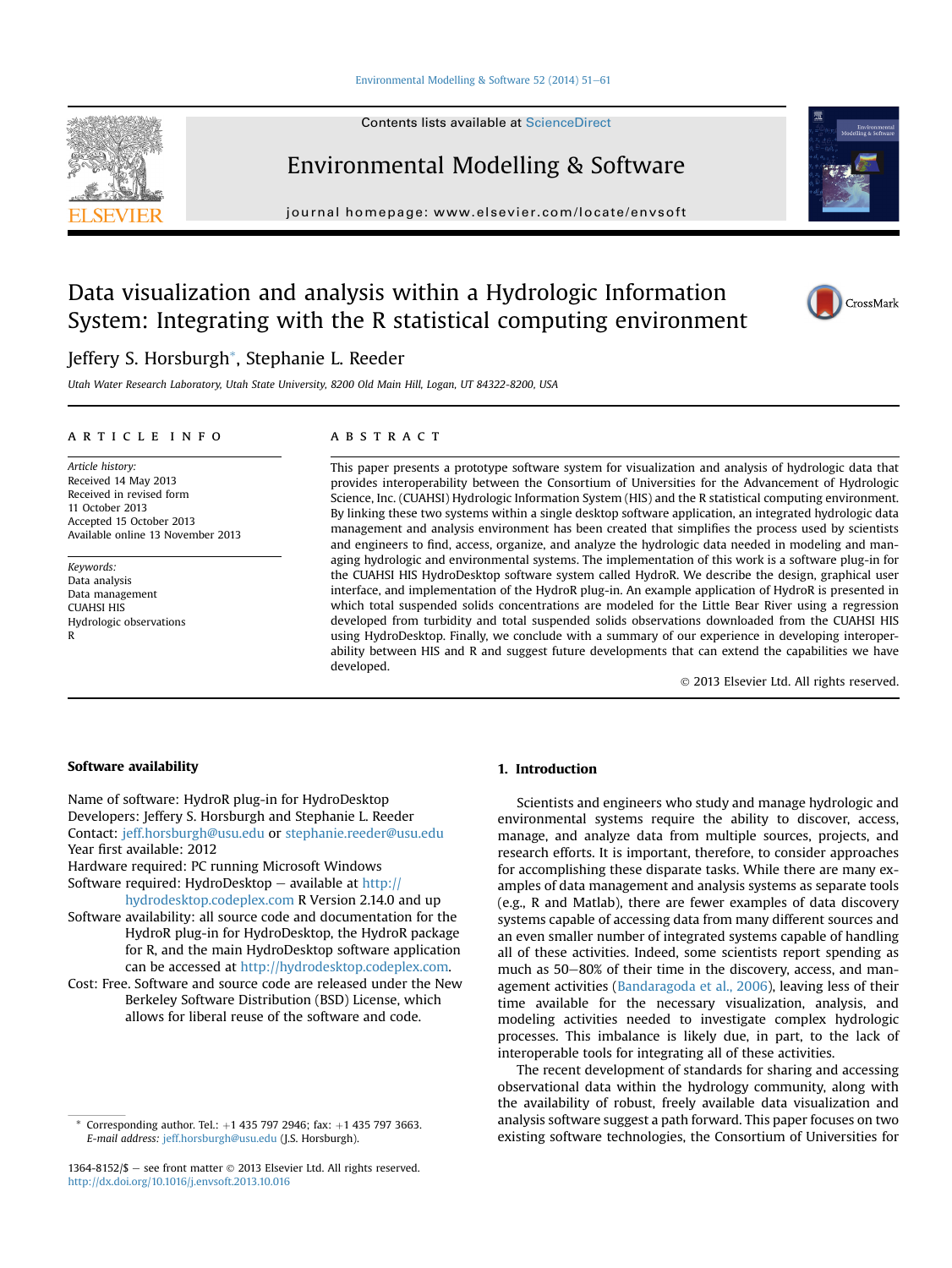# Data visualization and analysis within a Hydrologic Information System: Integrating with the R statistical computing environment

Jeffery S. Horsburgh*, Stephanie L. Reeder

*Utah Water Research Laboratory, Utah State University, 8200 Old Main Hill, Logan, UT 84322-8200, USA*

## ARTICLE INFO

*Article history:*
Received 14 May 2013
Received in revised form
11 October 2013
Accepted 15 October 2013
Available online 13 November 2013

*Keywords:*
Data analysis
Data management
CUAHSI HIS
Hydrologic observations
R

## ABSTRACT

This paper presents a prototype software system for visualization and analysis of hydrologic data that provides interoperability between the Consortium of Universities for the Advancement of Hydrologic Science, Inc. (CUAHSI) Hydrologic Information System (HIS) and the R statistical computing environment. By linking these two systems within a single desktop software application, an integrated hydrologic data management and analysis environment has been created that simplifies the process used by scientists and engineers to find, access, organize, and analyze the hydrologic data needed in modeling and managing hydrologic and environmental systems. The implementation of this work is a software plug-in for the CUAHSI HIS HydroDesktop software system called HydroR. We describe the design, graphical user interface, and implementation of the HydroR plug-in. An example application of HydroR is presented in which total suspended solids concentrations are modeled for the Little Bear River using a regression developed from turbidity and total suspended solids observations downloaded from the CUAHSI HIS using HydroDesktop. Finally, we conclude with a summary of our experience in developing interoperability between HIS and R and suggest future developments that can extend the capabilities we have developed.

© 2013 Elsevier Ltd. All rights reserved.

## Software availability

Name of software: HydroR plug-in for HydroDesktop
Developers: Jeffery S. Horsburgh and Stephanie L. Reeder
Contact: jeff.horsburgh@usu.edu or stephanie.reeder@usu.edu
Year first available: 2012
Hardware required: PC running Microsoft Windows
Software required: HydroDesktop – available at http://hydrodesktop.codeplex.com R Version 2.14.0 and up
Software availability: all source code and documentation for the HydroR plug-in for HydroDesktop, the HydroR package for R, and the main HydroDesktop software application can be accessed at http://hydrodesktop.codeplex.com.
Cost: Free. Software and source code are released under the New Berkeley Software Distribution (BSD) License, which allows for liberal reuse of the software and code.

## 1. Introduction

Scientists and engineers who study and manage hydrologic and environmental systems require the ability to discover, access, manage, and analyze data from multiple sources, projects, and research efforts. It is important, therefore, to consider approaches for accomplishing these disparate tasks. While there are many examples of data management and analysis systems as separate tools (e.g., R and Matlab), there are fewer examples of data discovery systems capable of accessing data from many different sources and an even smaller number of integrated systems capable of handling all of these activities. Indeed, some scientists report spending as much as 50–80% of their time in the discovery, access, and management activities (Bandaragoda et al., 2006), leaving less of their time available for the necessary visualization, analysis, and modeling activities needed to investigate complex hydrologic processes. This imbalance is likely due, in part, to the lack of interoperable tools for integrating all of these activities.

The recent development of standards for sharing and accessing observational data within the hydrology community, along with the availability of robust, freely available data visualization and analysis software suggest a path forward. This paper focuses on two existing software technologies, the Consortium of Universities for

* Corresponding author. Tel.: +1 435 797 2946; fax: +1 435 797 3663.
*E-mail address:* jeff.horsburgh@usu.edu (J.S. Horsburgh).

1364-8152/$ – see front matter © 2013 Elsevier Ltd. All rights reserved.
http://dx.doi.org/10.1016/j.envsoft.2013.10.016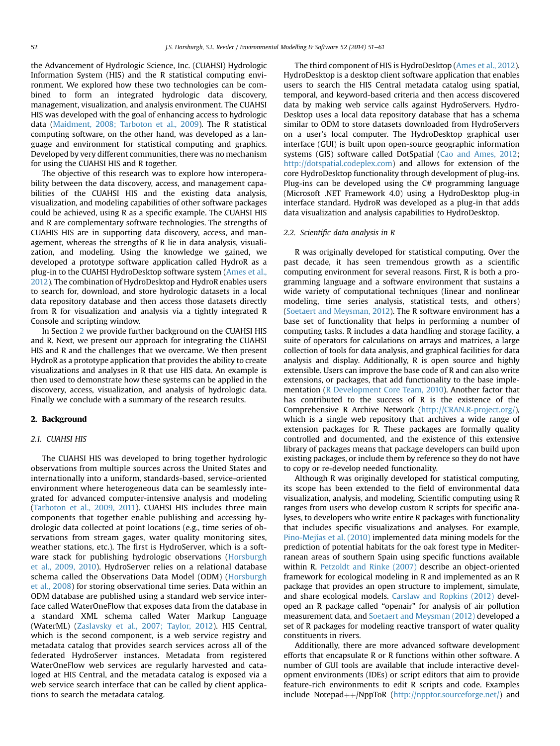the Advancement of Hydrologic Science, Inc. (CUAHSI) Hydrologic Information System (HIS) and the R statistical computing environment. We explored how these two technologies can be combined to form an integrated hydrologic data discovery, management, visualization, and analysis environment. The CUAHSI HIS was developed with the goal of enhancing access to hydrologic data (Maidment, 2008; Tarboton et al., 2009). The R statistical computing software, on the other hand, was developed as a language and environment for statistical computing and graphics. Developed by very different communities, there was no mechanism for using the CUAHSI HIS and R together.

The objective of this research was to explore how interoperability between the data discovery, access, and management capabilities of the CUAHSI HIS and the existing data analysis, visualization, and modeling capabilities of other software packages could be achieved, using R as a specific example. The CUAHSI HIS and R are complementary software technologies. The strengths of CUAHIS HIS are in supporting data discovery, access, and management, whereas the strengths of R lie in data analysis, visualization, and modeling. Using the knowledge we gained, we developed a prototype software application called HydroR as a plug-in to the CUAHSI HydroDesktop software system (Ames et al., 2012). The combination of HydroDesktop and HydroR enables users to search for, download, and store hydrologic datasets in a local data repository database and then access those datasets directly from R for visualization and analysis via a tightly integrated R Console and scripting window.

In Section 2 we provide further background on the CUAHSI HIS and R. Next, we present our approach for integrating the CUAHSI HIS and R and the challenges that we overcame. We then present HydroR as a prototype application that provides the ability to create visualizations and analyses in R that use HIS data. An example is then used to demonstrate how these systems can be applied in the discovery, access, visualization, and analysis of hydrologic data. Finally we conclude with a summary of the research results.

## 2. Background

### 2.1. CUAHSI HIS

The CUAHSI HIS was developed to bring together hydrologic observations from multiple sources across the United States and internationally into a uniform, standards-based, service-oriented environment where heterogeneous data can be seamlessly integrated for advanced computer-intensive analysis and modeling (Tarboton et al., 2009, 2011). CUAHSI HIS includes three main components that together enable publishing and accessing hydrologic data collected at point locations (e.g., time series of observations from stream gages, water quality monitoring sites, weather stations, etc.). The first is HydroServer, which is a software stack for publishing hydrologic observations (Horsburgh et al., 2009, 2010). HydroServer relies on a relational database schema called the Observations Data Model (ODM) (Horsburgh et al., 2008) for storing observational time series. Data within an ODM database are published using a standard web service interface called WaterOneFlow that exposes data from the database in a standard XML schema called Water Markup Language (WaterML) (Zaslavsky et al., 2007; Taylor, 2012). HIS Central, which is the second component, is a web service registry and metadata catalog that provides search services across all of the federated HydroServer instances. Metadata from registered WaterOneFlow web services are regularly harvested and cataloged at HIS Central, and the metadata catalog is exposed via a web service search interface that can be called by client applications to search the metadata catalog.

The third component of HIS is HydroDesktop (Ames et al., 2012). HydroDesktop is a desktop client software application that enables users to search the HIS Central metadata catalog using spatial, temporal, and keyword-based criteria and then access discovered data by making web service calls against HydroServers. HydroDesktop uses a local data repository database that has a schema similar to ODM to store datasets downloaded from HydroServers on a user's local computer. The HydroDesktop graphical user interface (GUI) is built upon open-source geographic information systems (GIS) software called DotSpatial (Cao and Ames, 2012; http://dotspatial.codeplex.com) and allows for extension of the core HydroDesktop functionality through development of plug-ins. Plug-ins can be developed using the C# programming language (Microsoft .NET Framework 4.0) using a HydroDesktop plug-in interface standard. HydroR was developed as a plug-in that adds data visualization and analysis capabilities to HydroDesktop.

### 2.2. Scientific data analysis in R

R was originally developed for statistical computing. Over the past decade, it has seen tremendous growth as a scientific computing environment for several reasons. First, R is both a programming language and a software environment that sustains a wide variety of computational techniques (linear and nonlinear modeling, time series analysis, statistical tests, and others) (Soetaert and Meysman, 2012). The R software environment has a base set of functionality that helps in performing a number of computing tasks. R includes a data handling and storage facility, a suite of operators for calculations on arrays and matrices, a large collection of tools for data analysis, and graphical facilities for data analysis and display. Additionally, R is open source and highly extensible. Users can improve the base code of R and can also write extensions, or packages, that add functionality to the base implementation (R Development Core Team, 2010). Another factor that has contributed to the success of R is the existence of the Comprehensive R Archive Network (http://CRAN.R-project.org/), which is a single web repository that archives a wide range of extension packages for R. These packages are formally quality controlled and documented, and the existence of this extensive library of packages means that package developers can build upon existing packages, or include them by reference so they do not have to copy or re-develop needed functionality.

Although R was originally developed for statistical computing, its scope has been extended to the field of environmental data visualization, analysis, and modeling. Scientific computing using R ranges from users who develop custom R scripts for specific analyses, to developers who write entire R packages with functionality that includes specific visualizations and analyses. For example, Pino-Mejías et al. (2010) implemented data mining models for the prediction of potential habitats for the oak forest type in Mediterranean areas of southern Spain using specific functions available within R. Petzoldt and Rinke (2007) describe an object-oriented framework for ecological modeling in R and implemented as an R package that provides an open structure to implement, simulate, and share ecological models. Carslaw and Ropkins (2012) developed an R package called "openair" for analysis of air pollution measurement data, and Soetaert and Meysman (2012) developed a set of R packages for modeling reactive transport of water quality constituents in rivers.

Additionally, there are more advanced software development efforts that encapsulate R or R functions within other software. A number of GUI tools are available that include interactive development environments (IDEs) or script editors that aim to provide feature-rich environments to edit R scripts and code. Examples include Notepad++/NppToR (http://npptor.sourceforge.net/) and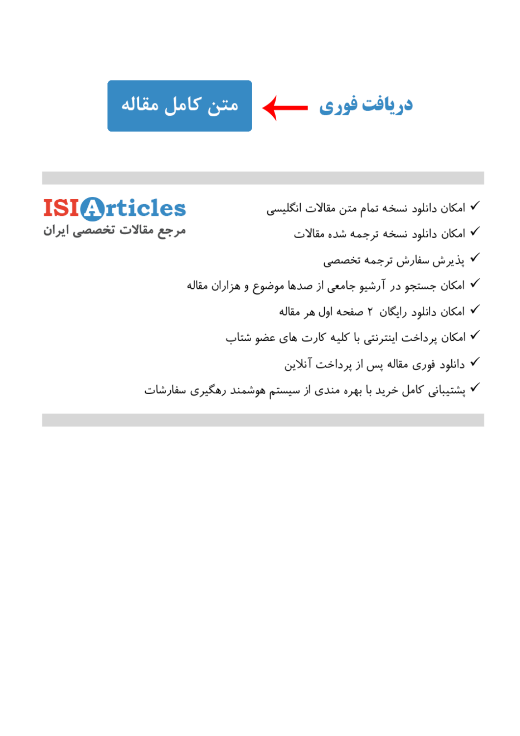دریافت فوری ← **متن کامل مقاله**

**ISIArticles**
مرجع مقالات تخصصی ایران

- ✓ امکان دانلود نسخه تمام متن مقالات انگلیسی
- ✓ امکان دانلود نسخه ترجمه شده مقالات
- ✓ پذیرش سفارش ترجمه تخصصی
- ✓ امکان جستجو در آرشیو جامعی از صدها موضوع و هزاران مقاله
- ✓ امکان دانلود رایگان ۲ صفحه اول هر مقاله
- ✓ امکان پرداخت اینترنتی با کلیه کارت های عضو شتاب
- ✓ دانلود فوری مقاله پس از پرداخت آنلاین
- ✓ پشتیبانی کامل خرید با بهره مندی از سیستم هوشمند رهگیری سفارشات